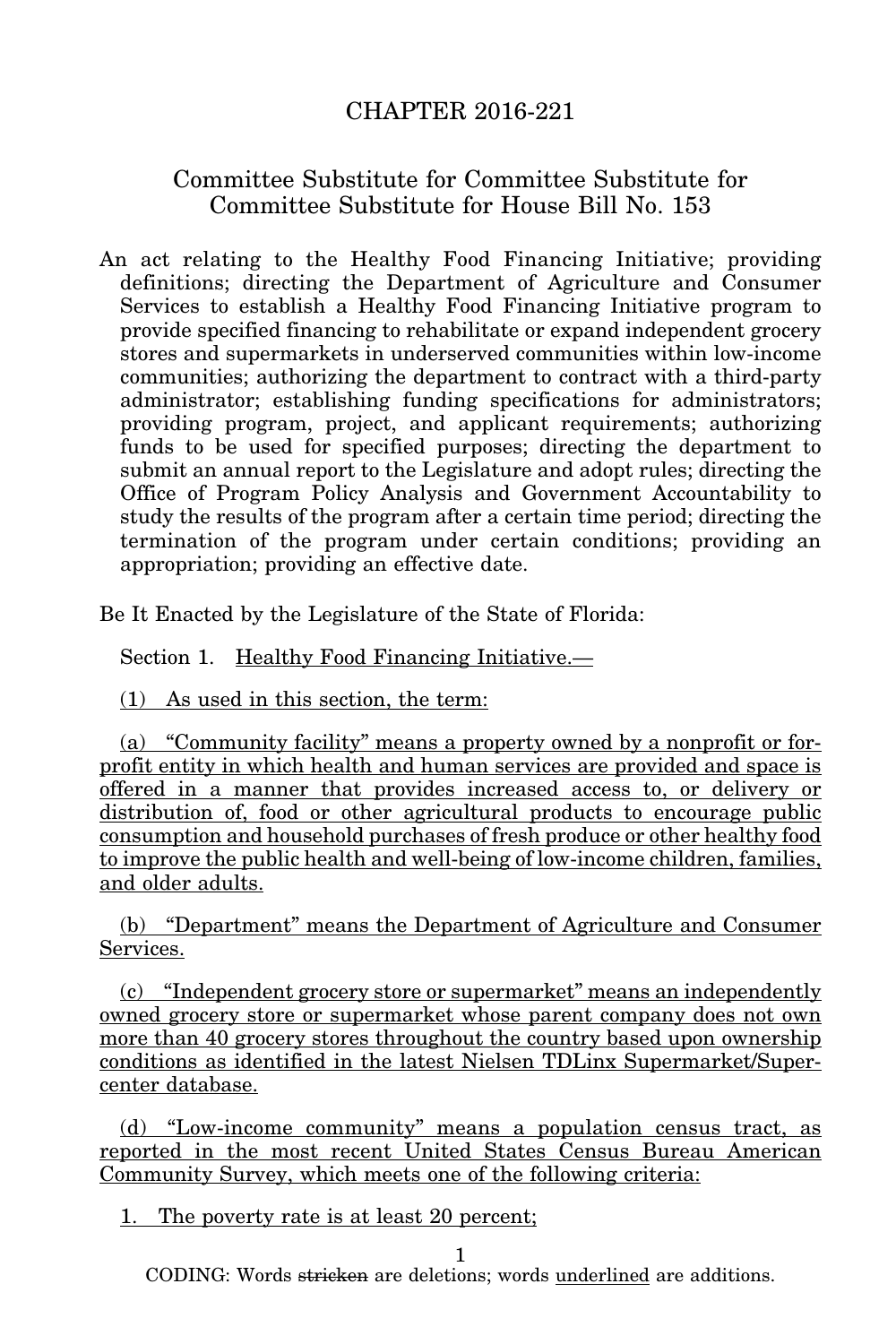# CHAPTER 2016-221

## Committee Substitute for Committee Substitute for Committee Substitute for House Bill No. 153

An act relating to the Healthy Food Financing Initiative; providing definitions; directing the Department of Agriculture and Consumer Services to establish a Healthy Food Financing Initiative program to provide specified financing to rehabilitate or expand independent grocery stores and supermarkets in underserved communities within low-income communities; authorizing the department to contract with a third-party administrator; establishing funding specifications for administrators; providing program, project, and applicant requirements; authorizing funds to be used for specified purposes; directing the department to submit an annual report to the Legislature and adopt rules; directing the Office of Program Policy Analysis and Government Accountability to study the results of the program after a certain time period; directing the termination of the program under certain conditions; providing an appropriation; providing an effective date.

Be It Enacted by the Legislature of the State of Florida:

Section 1. Healthy Food Financing Initiative.—

(1) As used in this section, the term:

(a) "Community facility" means a property owned by a nonprofit or for-profit entity in which health and human services are provided and space is offered in a manner that provides increased access to, or delivery or distribution of, food or other agricultural products to encourage public consumption and household purchases of fresh produce or other healthy food to improve the public health and well-being of low-income children, families, and older adults.

(b) "Department" means the Department of Agriculture and Consumer Services.

(c) "Independent grocery store or supermarket" means an independently owned grocery store or supermarket whose parent company does not own more than 40 grocery stores throughout the country based upon ownership conditions as identified in the latest Nielsen TDLinx Supermarket/Supercenter database.

(d) "Low-income community" means a population census tract, as reported in the most recent United States Census Bureau American Community Survey, which meets one of the following criteria:

1. The poverty rate is at least 20 percent;

CODING: Words ~~stricken~~ are deletions; words underlined are additions.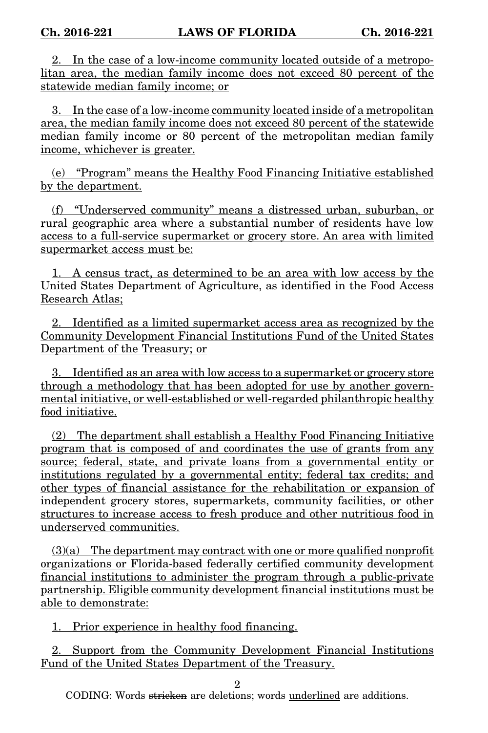2. In the case of a low-income community located outside of a metropolitan area, the median family income does not exceed 80 percent of the statewide median family income; or

3. In the case of a low-income community located inside of a metropolitan area, the median family income does not exceed 80 percent of the statewide median family income or 80 percent of the metropolitan median family income, whichever is greater.

(e) "Program" means the Healthy Food Financing Initiative established by the department.

(f) "Underserved community" means a distressed urban, suburban, or rural geographic area where a substantial number of residents have low access to a full-service supermarket or grocery store. An area with limited supermarket access must be:

1. A census tract, as determined to be an area with low access by the United States Department of Agriculture, as identified in the Food Access Research Atlas;

2. Identified as a limited supermarket access area as recognized by the Community Development Financial Institutions Fund of the United States Department of the Treasury; or

3. Identified as an area with low access to a supermarket or grocery store through a methodology that has been adopted for use by another governmental initiative, or well-established or well-regarded philanthropic healthy food initiative.

(2) The department shall establish a Healthy Food Financing Initiative program that is composed of and coordinates the use of grants from any source; federal, state, and private loans from a governmental entity or institutions regulated by a governmental entity; federal tax credits; and other types of financial assistance for the rehabilitation or expansion of independent grocery stores, supermarkets, community facilities, or other structures to increase access to fresh produce and other nutritious food in underserved communities.

(3)(a) The department may contract with one or more qualified nonprofit organizations or Florida-based federally certified community development financial institutions to administer the program through a public-private partnership. Eligible community development financial institutions must be able to demonstrate:

1. Prior experience in healthy food financing.

2. Support from the Community Development Financial Institutions Fund of the United States Department of the Treasury.

CODING: Words ~~stricken~~ are deletions; words underlined are additions.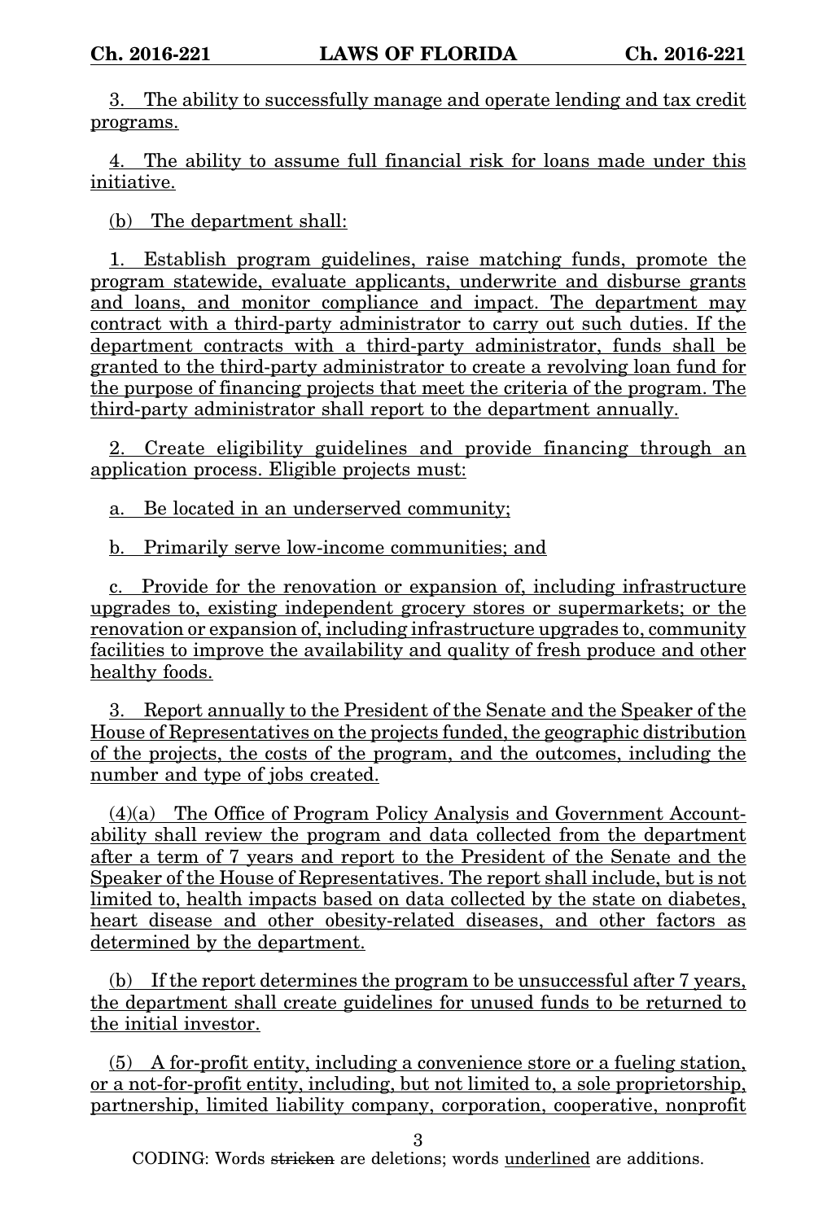3. The ability to successfully manage and operate lending and tax credit programs.

4. The ability to assume full financial risk for loans made under this initiative.

(b) The department shall:

1. Establish program guidelines, raise matching funds, promote the program statewide, evaluate applicants, underwrite and disburse grants and loans, and monitor compliance and impact. The department may contract with a third-party administrator to carry out such duties. If the department contracts with a third-party administrator, funds shall be granted to the third-party administrator to create a revolving loan fund for the purpose of financing projects that meet the criteria of the program. The third-party administrator shall report to the department annually.

2. Create eligibility guidelines and provide financing through an application process. Eligible projects must:

a. Be located in an underserved community;

b. Primarily serve low-income communities; and

c. Provide for the renovation or expansion of, including infrastructure upgrades to, existing independent grocery stores or supermarkets; or the renovation or expansion of, including infrastructure upgrades to, community facilities to improve the availability and quality of fresh produce and other healthy foods.

3. Report annually to the President of the Senate and the Speaker of the House of Representatives on the projects funded, the geographic distribution of the projects, the costs of the program, and the outcomes, including the number and type of jobs created.

(4)(a) The Office of Program Policy Analysis and Government Accountability shall review the program and data collected from the department after a term of 7 years and report to the President of the Senate and the Speaker of the House of Representatives. The report shall include, but is not limited to, health impacts based on data collected by the state on diabetes, heart disease and other obesity-related diseases, and other factors as determined by the department.

(b) If the report determines the program to be unsuccessful after 7 years, the department shall create guidelines for unused funds to be returned to the initial investor.

(5) A for-profit entity, including a convenience store or a fueling station, or a not-for-profit entity, including, but not limited to, a sole proprietorship, partnership, limited liability company, corporation, cooperative, nonprofit

CODING: Words ~~stricken~~ are deletions; words underlined are additions.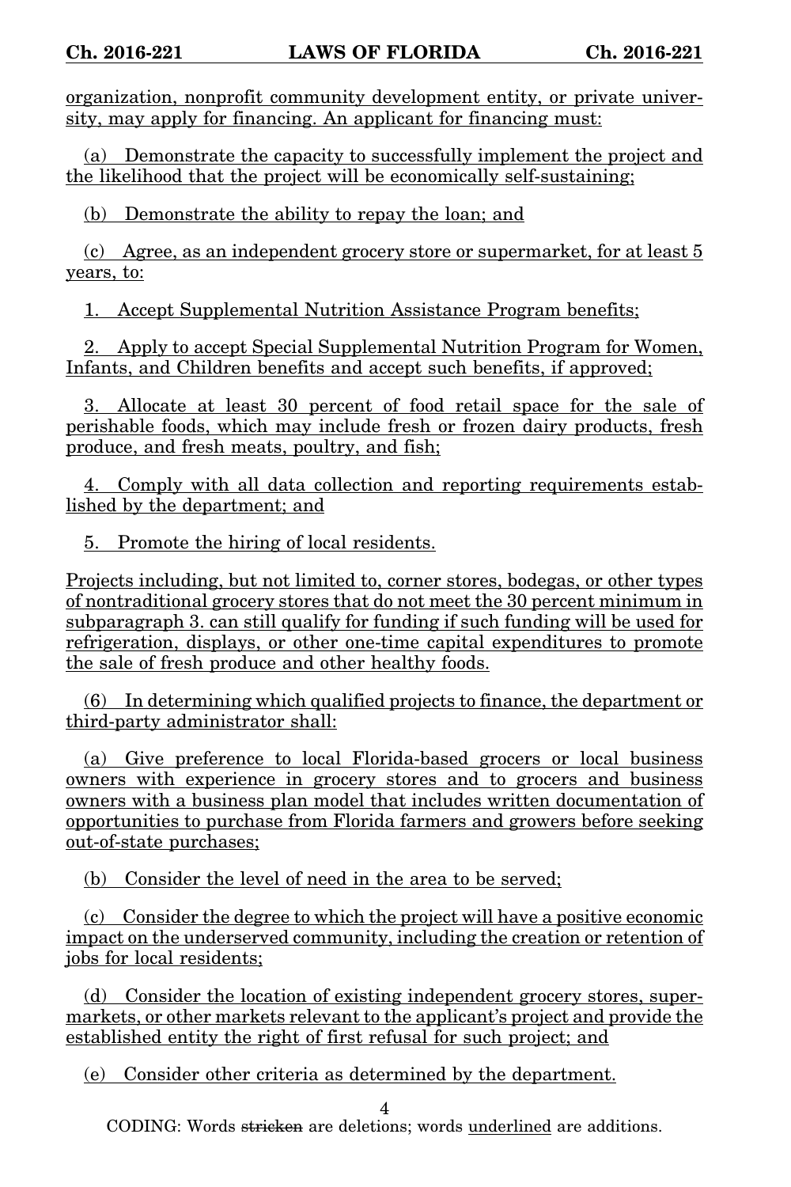organization, nonprofit community development entity, or private university, may apply for financing. An applicant for financing must:

(a) Demonstrate the capacity to successfully implement the project and the likelihood that the project will be economically self-sustaining;

(b) Demonstrate the ability to repay the loan; and

(c) Agree, as an independent grocery store or supermarket, for at least 5 years, to:

1. Accept Supplemental Nutrition Assistance Program benefits;

2. Apply to accept Special Supplemental Nutrition Program for Women, Infants, and Children benefits and accept such benefits, if approved;

3. Allocate at least 30 percent of food retail space for the sale of perishable foods, which may include fresh or frozen dairy products, fresh produce, and fresh meats, poultry, and fish;

4. Comply with all data collection and reporting requirements established by the department; and

5. Promote the hiring of local residents.

Projects including, but not limited to, corner stores, bodegas, or other types of nontraditional grocery stores that do not meet the 30 percent minimum in subparagraph 3. can still qualify for funding if such funding will be used for refrigeration, displays, or other one-time capital expenditures to promote the sale of fresh produce and other healthy foods.

(6) In determining which qualified projects to finance, the department or third-party administrator shall:

(a) Give preference to local Florida-based grocers or local business owners with experience in grocery stores and to grocers and business owners with a business plan model that includes written documentation of opportunities to purchase from Florida farmers and growers before seeking out-of-state purchases;

(b) Consider the level of need in the area to be served;

(c) Consider the degree to which the project will have a positive economic impact on the underserved community, including the creation or retention of jobs for local residents;

(d) Consider the location of existing independent grocery stores, supermarkets, or other markets relevant to the applicant's project and provide the established entity the right of first refusal for such project; and

(e) Consider other criteria as determined by the department.

CODING: Words ~~stricken~~ are deletions; words underlined are additions.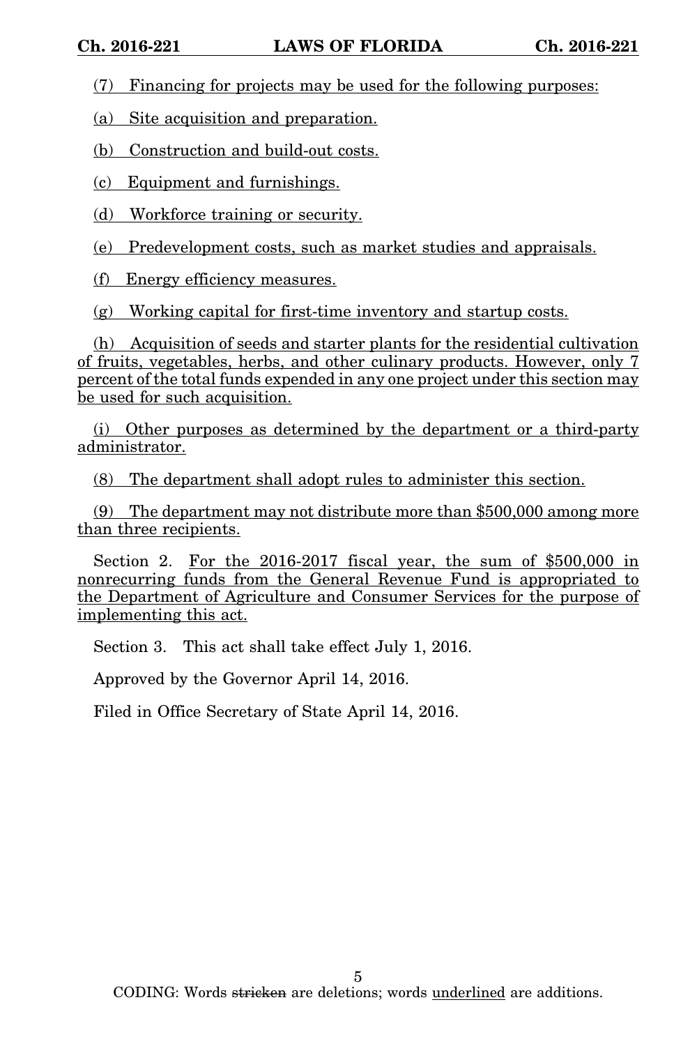(7) Financing for projects may be used for the following purposes:

(a) Site acquisition and preparation.

(b) Construction and build-out costs.

(c) Equipment and furnishings.

(d) Workforce training or security.

(e) Predevelopment costs, such as market studies and appraisals.

(f) Energy efficiency measures.

(g) Working capital for first-time inventory and startup costs.

(h) Acquisition of seeds and starter plants for the residential cultivation of fruits, vegetables, herbs, and other culinary products. However, only 7 percent of the total funds expended in any one project under this section may be used for such acquisition.

(i) Other purposes as determined by the department or a third-party administrator.

(8) The department shall adopt rules to administer this section.

(9) The department may not distribute more than $500,000 among more than three recipients.

Section 2. For the 2016-2017 fiscal year, the sum of $500,000 in nonrecurring funds from the General Revenue Fund is appropriated to the Department of Agriculture and Consumer Services for the purpose of implementing this act.

Section 3. This act shall take effect July 1, 2016.

Approved by the Governor April 14, 2016.

Filed in Office Secretary of State April 14, 2016.

CODING: Words ~~stricken~~ are deletions; words underlined are additions.